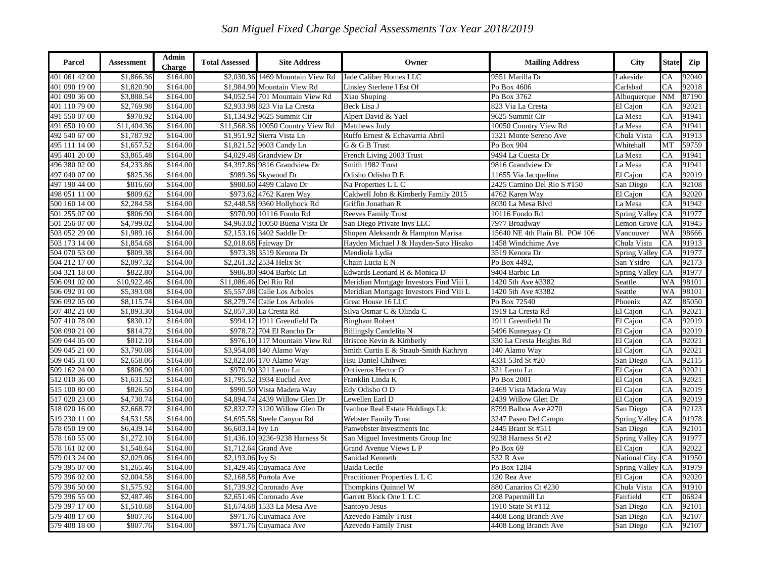# *San Miguel Fixed Charge Special Assessments Tax Year 2018/2019*

| Parcel | Assessment | Admin Charge | Total Assessed | Site Address | Owner | Mailing Address | City | State | Zip |
|---|---|---|---|---|---|---|---|---|---|
| 401 061 42 00 | $1,866.36 | $164.00 | $2,030.36 | 1469 Mountain View Rd | Jade Caliber Homes LLC | 9551 Marilla Dr | Lakeside | CA | 92040 |
| 401 090 19 00 | $1,820.90 | $164.00 | $1,984.90 | Mountain View Rd | Linsley Sterlene I Est Of | Po Box 4606 | Carlsbad | CA | 92018 |
| 401 090 36 00 | $3,888.54 | $164.00 | $4,052.54 | 701 Mountain View Rd | Xiao Shuping | Po Box 3762 | Albuquerque | NM | 87190 |
| 401 110 79 00 | $2,769.98 | $164.00 | $2,933.98 | 823 Via La Cresta | Beck Lisa J | 823 Via La Cresta | El Cajon | CA | 92021 |
| 491 550 07 00 | $970.92 | $164.00 | $1,134.92 | 9625 Summit Cir | Alpert David & Yael | 9625 Summit Cir | La Mesa | CA | 91941 |
| 491 650 10 00 | $11,404.36 | $164.00 | $11,568.36 | 10050 Country View Rd | Matthews Judy | 10050 Country View Rd | La Mesa | CA | 91941 |
| 492 540 67 00 | $1,787.92 | $164.00 | $1,951.92 | Sierra Vista Ln | Ruffo Ernest & Echavarria Abril | 1321 Monte Sereno Ave | Chula Vista | CA | 91913 |
| 495 111 14 00 | $1,657.52 | $164.00 | $1,821.52 | 9603 Candy Ln | G & G B Trust | Po Box 904 | Whitehall | MT | 59759 |
| 495 401 20 00 | $3,865.48 | $164.00 | $4,029.48 | Grandview Dr | French Living 2003 Trust | 9494 La Cuesta Dr | La Mesa | CA | 91941 |
| 496 380 02 00 | $4,233.86 | $164.00 | $4,397.86 | 9816 Grandview Dr | Smith 1982 Trust | 9816 Grandview Dr | La Mesa | CA | 91941 |
| 497 040 07 00 | $825.36 | $164.00 | $989.36 | Skywood Dr | Odisho Odisho D E | 11655 Via Jacquelina | El Cajon | CA | 92019 |
| 497 190 44 00 | $816.60 | $164.00 | $980.60 | 4499 Calavo Dr | Na Properties L L C | 2425 Camino Del Rio S #150 | San Diego | CA | 92108 |
| 498 051 11 00 | $809.62 | $164.00 | $973.62 | 4762 Karen Way | Caldwell John & Kimberly Family 2015 | 4762 Karen Way | El Cajon | CA | 92020 |
| 500 160 14 00 | $2,284.58 | $164.00 | $2,448.58 | 9360 Hollyhock Rd | Griffin Jonathan R | 8030 La Mesa Blvd | La Mesa | CA | 91942 |
| 501 255 07 00 | $806.90 | $164.00 | $970.90 | 10116 Fondo Rd | Reeves Family Trust | 10116 Fondo Rd | Spring Valley | CA | 91977 |
| 501 256 07 00 | $4,799.02 | $164.00 | $4,963.02 | 10050 Buena Vista Dr | San Diego Private Invs LLC | 7977 Broadway | Lemon Grove | CA | 91945 |
| 503 052 29 00 | $1,989.16 | $164.00 | $2,153.16 | 3402 Saddle Dr | Shopen Aleksandr & Hampton Marisa | 15640 NE 4th Plain Bl. PO# 106 | Vancouver | WA | 98666 |
| 503 173 14 00 | $1,854.68 | $164.00 | $2,018.68 | Fairway Dr | Hayden Michael J & Hayden-Sato Hisako | 1458 Windchime Ave | Chula Vista | CA | 91913 |
| 504 070 53 00 | $809.38 | $164.00 | $973.38 | 3519 Kenora Dr | Mendiola Lydia | 3519 Kenora Dr | Spring Valley | CA | 91977 |
| 504 212 17 00 | $2,097.32 | $164.00 | $2,261.32 | 2534 Helix St | Chain Lucia E N | Po Box 4492, | San Ysidro | CA | 92173 |
| 504 321 18 00 | $822.80 | $164.00 | $986.80 | 9404 Barbic Ln | Edwards Leonard R & Monica D | 9404 Barbic Ln | Spring Valley | CA | 91977 |
| 506 091 02 00 | $10,922.46 | $164.00 | $11,086.46 | Del Rio Rd | Meridian Mortgage Investors Find Viii L | 1420 5th Ave #3382 | Seattle | WA | 98101 |
| 506 092 01 00 | $5,393.08 | $164.00 | $5,557.08 | Calle Los Arboles | Meridian Mortgage Investors Find Viii L | 1420 5th Ave #3382 | Seattle | WA | 98101 |
| 506 092 05 00 | $8,115.74 | $164.00 | $8,279.74 | Calle Los Arboles | Great House 16 LLC | Po Box 72540 | Phoenix | AZ | 85050 |
| 507 402 21 00 | $1,893.30 | $164.00 | $2,057.30 | La Cresta Rd | Silva Osmar C & Olinda C | 1919 La Cresta Rd | El Cajon | CA | 92021 |
| 507 410 78 00 | $830.12 | $164.00 | $994.12 | 1911 Greenfield Dr | Bingham Robert | 1911 Greenfield Dr | El Cajon | CA | 92019 |
| 508 090 21 00 | $814.72 | $164.00 | $978.72 | 704 El Rancho Dr | Billingsly Candelita N | 5496 Kumeyaay Ct | El Cajon | CA | 92019 |
| 509 044 05 00 | $812.10 | $164.00 | $976.10 | 117 Mountain View Rd | Briscoe Kevin & Kimberly | 330 La Cresta Heights Rd | El Cajon | CA | 92021 |
| 509 045 21 00 | $3,790.08 | $164.00 | $3,954.08 | 140 Alamo Way | Smith Curtis E & Straub-Smith Kathryn | 140 Alamo Way | El Cajon | CA | 92021 |
| 509 045 31 00 | $2,658.06 | $164.00 | $2,822.06 | 170 Alamo Way | Hsu Daniel Chihwei | 4331 53rd St #20 | San Diego | CA | 92115 |
| 509 162 24 00 | $806.90 | $164.00 | $970.90 | 321 Lento Ln | Ontiveros Hector O | 321 Lento Ln | El Cajon | CA | 92021 |
| 512 010 36 00 | $1,631.52 | $164.00 | $1,795.52 | 1934 Euclid Ave | Franklin Linda K | Po Box 2001 | El Cajon | CA | 92021 |
| 515 100 80 00 | $826.50 | $164.00 | $990.50 | Vista Madera Way | Edy Odisho O D | 2469 Vista Madera Way | El Cajon | CA | 92019 |
| 517 020 23 00 | $4,730.74 | $164.00 | $4,894.74 | 2439 Willow Glen Dr | Lewellen Earl D | 2439 Willow Glen Dr | El Cajon | CA | 92019 |
| 518 020 16 00 | $2,668.72 | $164.00 | $2,832.72 | 3120 Willow Glen Dr | Ivanhoe Real Estate Holdings Llc | 8799 Balboa Ave #270 | San Diego | CA | 92123 |
| 519 230 11 00 | $4,531.58 | $164.00 | $4,695.58 | Steele Canyon Rd | Webster Family Trust | 3247 Paseo Del Campo | Spring Valley | CA | 91978 |
| 578 050 19 00 | $6,439.14 | $164.00 | $6,603.14 | Ivy Ln | Panwebster Investments Inc | 2445 Brant St #511 | San Diego | CA | 92101 |
| 578 160 55 00 | $1,272.10 | $164.00 | $1,436.10 | 9236-9238 Harness St | San Miguel Investments Group Inc | 9238 Harness St #2 | Spring Valley | CA | 91977 |
| 578 161 02 00 | $1,548.64 | $164.00 | $1,712.64 | Grand Ave | Grand Avenue Views L P | Po Box 69 | El Cajon | CA | 92022 |
| 579 013 24 00 | $2,029.06 | $164.00 | $2,193.06 | Ivy St | Sanidad Kenneth | 532 R Ave | National City | CA | 91950 |
| 579 395 07 00 | $1,265.46 | $164.00 | $1,429.46 | Cuyamaca Ave | Baida Cecile | Po Box 1284 | Spring Valley | CA | 91979 |
| 579 396 02 00 | $2,004.58 | $164.00 | $2,168.58 | Portola Ave | Practitioner Properties L L C | 120 Rea Ave | El Cajon | CA | 92020 |
| 579 396 50 00 | $1,575.92 | $164.00 | $1,739.92 | Coronado Ave | Thompkins Quinnel W | 880 Canarios Ct #230 | Chula Vista | CA | 91910 |
| 579 396 55 00 | $2,487.46 | $164.00 | $2,651.46 | Coronado Ave | Garrett Block One L L C | 208 Papermill Ln | Fairfield | CT | 06824 |
| 579 397 17 00 | $1,510.68 | $164.00 | $1,674.68 | 1533 La Mesa Ave | Santoyo Jesus | 1910 State St #112 | San Diego | CA | 92101 |
| 579 408 17 00 | $807.76 | $164.00 | $971.76 | Cuyamaca Ave | Azevedo Family Trust | 4408 Long Branch Ave | San Diego | CA | 92107 |
| 579 408 18 00 | $807.76 | $164.00 | $971.76 | Cuyamaca Ave | Azevedo Family Trust | 4408 Long Branch Ave | San Diego | CA | 92107 |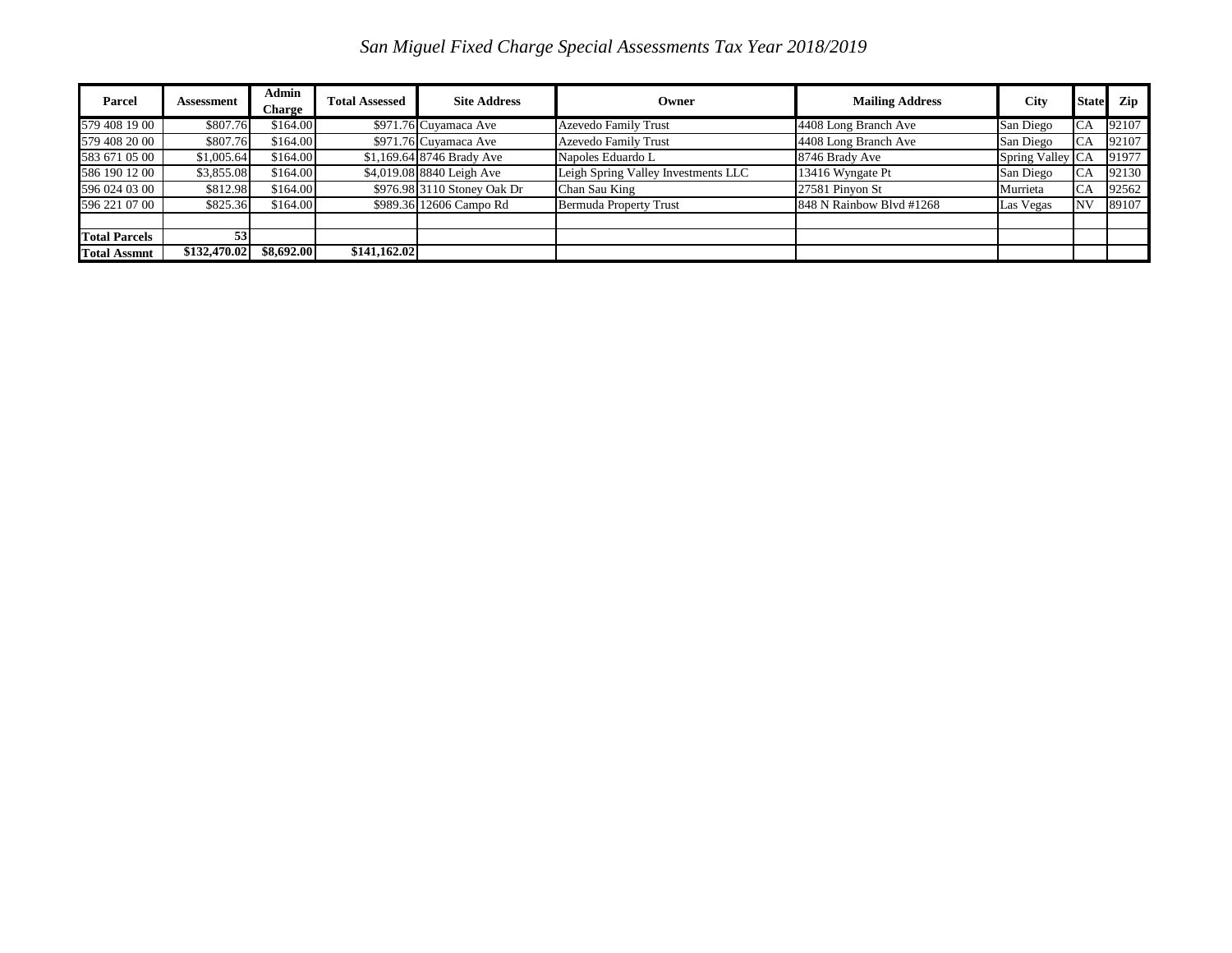# *San Miguel Fixed Charge Special Assessments Tax Year 2018/2019*

| Parcel | Assessment | Admin Charge | Total Assessed | Site Address | Owner | Mailing Address | City | State | Zip |
|---|---|---|---|---|---|---|---|---|---|
| 579 408 19 00 | $807.76 | $164.00 | $971.76 | Cuyamaca Ave | Azevedo Family Trust | 4408 Long Branch Ave | San Diego | CA | 92107 |
| 579 408 20 00 | $807.76 | $164.00 | $971.76 | Cuyamaca Ave | Azevedo Family Trust | 4408 Long Branch Ave | San Diego | CA | 92107 |
| 583 671 05 00 | $1,005.64 | $164.00 | $1,169.64 | 8746 Brady Ave | Napoles Eduardo L | 8746 Brady Ave | Spring Valley | CA | 91977 |
| 586 190 12 00 | $3,855.08 | $164.00 | $4,019.08 | 8840 Leigh Ave | Leigh Spring Valley Investments LLC | 13416 Wyngate Pt | San Diego | CA | 92130 |
| 596 024 03 00 | $812.98 | $164.00 | $976.98 | 3110 Stoney Oak Dr | Chan Sau King | 27581 Pinyon St | Murrieta | CA | 92562 |
| 596 221 07 00 | $825.36 | $164.00 | $989.36 | 12606 Campo Rd | Bermuda Property Trust | 848 N Rainbow Blvd #1268 | Las Vegas | NV | 89107 |
| | | | | | | | | | |
| **Total Parcels** | **53** | | | | | | | | |
| **Total Assmnt** | **$132,470.02** | **$8,692.00** | **$141,162.02** | | | | | | |